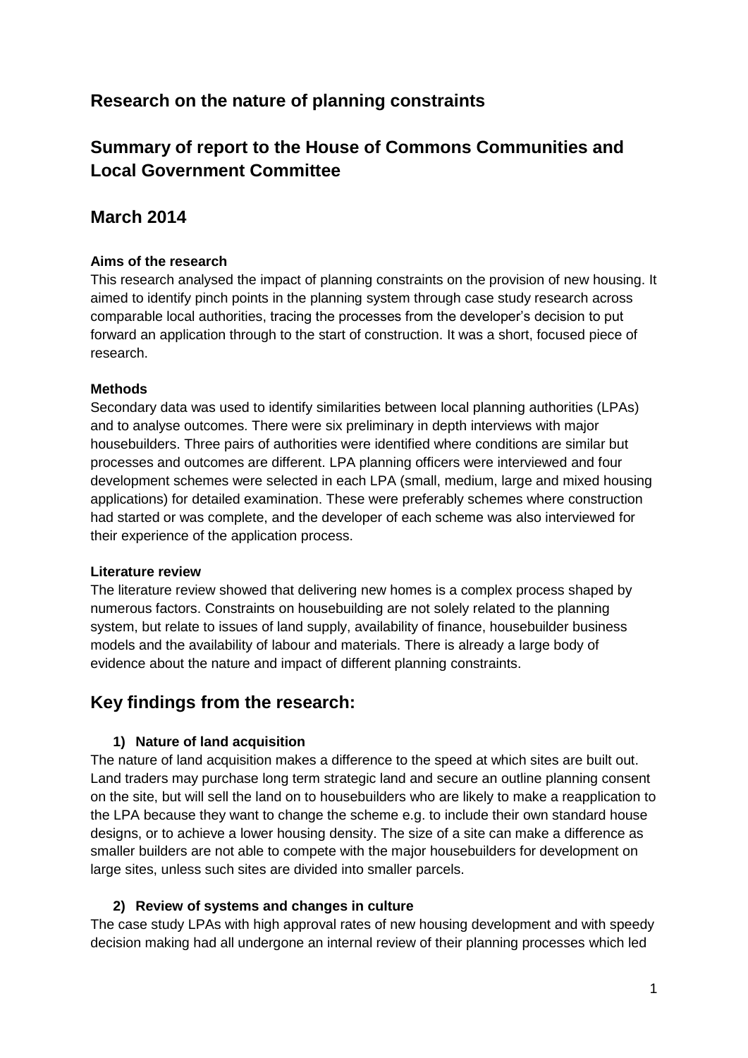## Research on the nature of planning constraints

## Summary of report to the House of Commons Communities and Local Government Committee

## March 2014

**Aims of the research**
This research analysed the impact of planning constraints on the provision of new housing. It aimed to identify pinch points in the planning system through case study research across comparable local authorities, tracing the processes from the developer's decision to put forward an application through to the start of construction. It was a short, focused piece of research.

**Methods**
Secondary data was used to identify similarities between local planning authorities (LPAs) and to analyse outcomes. There were six preliminary in depth interviews with major housebuilders. Three pairs of authorities were identified where conditions are similar but processes and outcomes are different. LPA planning officers were interviewed and four development schemes were selected in each LPA (small, medium, large and mixed housing applications) for detailed examination. These were preferably schemes where construction had started or was complete, and the developer of each scheme was also interviewed for their experience of the application process.

**Literature review**
The literature review showed that delivering new homes is a complex process shaped by numerous factors. Constraints on housebuilding are not solely related to the planning system, but relate to issues of land supply, availability of finance, housebuilder business models and the availability of labour and materials. There is already a large body of evidence about the nature and impact of different planning constraints.

## Key findings from the research:

**1) Nature of land acquisition**

The nature of land acquisition makes a difference to the speed at which sites are built out. Land traders may purchase long term strategic land and secure an outline planning consent on the site, but will sell the land on to housebuilders who are likely to make a reapplication to the LPA because they want to change the scheme e.g. to include their own standard house designs, or to achieve a lower housing density. The size of a site can make a difference as smaller builders are not able to compete with the major housebuilders for development on large sites, unless such sites are divided into smaller parcels.

**2) Review of systems and changes in culture**

The case study LPAs with high approval rates of new housing development and with speedy decision making had all undergone an internal review of their planning processes which led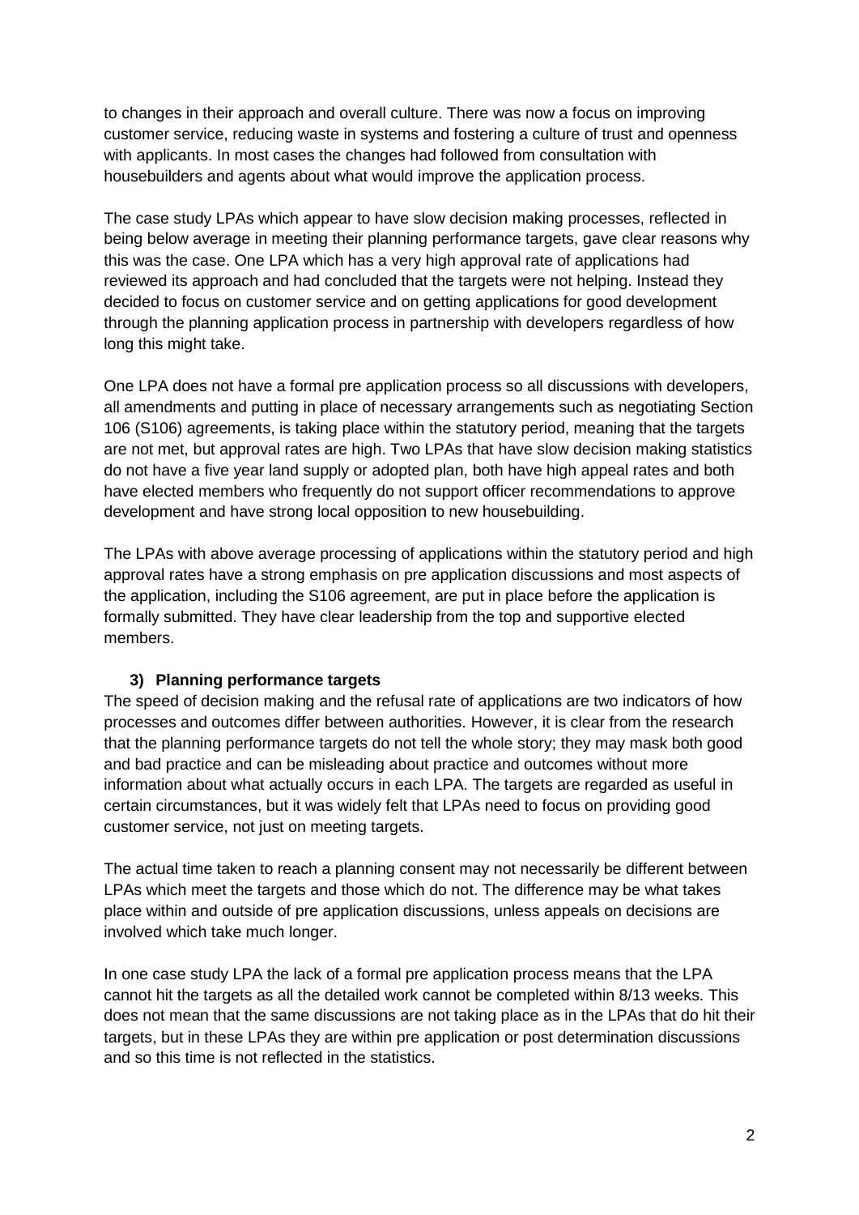to changes in their approach and overall culture. There was now a focus on improving customer service, reducing waste in systems and fostering a culture of trust and openness with applicants. In most cases the changes had followed from consultation with housebuilders and agents about what would improve the application process.

The case study LPAs which appear to have slow decision making processes, reflected in being below average in meeting their planning performance targets, gave clear reasons why this was the case. One LPA which has a very high approval rate of applications had reviewed its approach and had concluded that the targets were not helping. Instead they decided to focus on customer service and on getting applications for good development through the planning application process in partnership with developers regardless of how long this might take.

One LPA does not have a formal pre application process so all discussions with developers, all amendments and putting in place of necessary arrangements such as negotiating Section 106 (S106) agreements, is taking place within the statutory period, meaning that the targets are not met, but approval rates are high. Two LPAs that have slow decision making statistics do not have a five year land supply or adopted plan, both have high appeal rates and both have elected members who frequently do not support officer recommendations to approve development and have strong local opposition to new housebuilding.

The LPAs with above average processing of applications within the statutory period and high approval rates have a strong emphasis on pre application discussions and most aspects of the application, including the S106 agreement, are put in place before the application is formally submitted. They have clear leadership from the top and supportive elected members.

### 3) Planning performance targets

The speed of decision making and the refusal rate of applications are two indicators of how processes and outcomes differ between authorities. However, it is clear from the research that the planning performance targets do not tell the whole story; they may mask both good and bad practice and can be misleading about practice and outcomes without more information about what actually occurs in each LPA. The targets are regarded as useful in certain circumstances, but it was widely felt that LPAs need to focus on providing good customer service, not just on meeting targets.

The actual time taken to reach a planning consent may not necessarily be different between LPAs which meet the targets and those which do not. The difference may be what takes place within and outside of pre application discussions, unless appeals on decisions are involved which take much longer.

In one case study LPA the lack of a formal pre application process means that the LPA cannot hit the targets as all the detailed work cannot be completed within 8/13 weeks. This does not mean that the same discussions are not taking place as in the LPAs that do hit their targets, but in these LPAs they are within pre application or post determination discussions and so this time is not reflected in the statistics.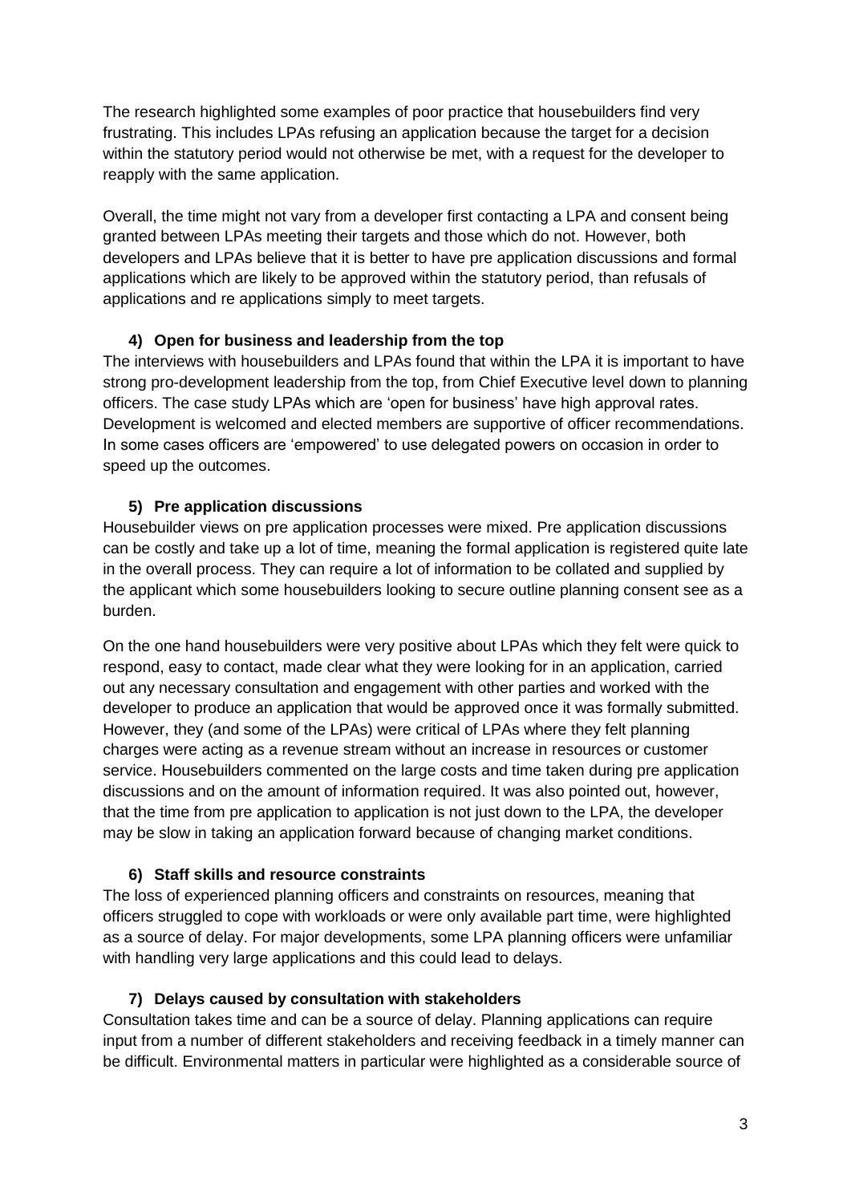The research highlighted some examples of poor practice that housebuilders find very frustrating. This includes LPAs refusing an application because the target for a decision within the statutory period would not otherwise be met, with a request for the developer to reapply with the same application.

Overall, the time might not vary from a developer first contacting a LPA and consent being granted between LPAs meeting their targets and those which do not. However, both developers and LPAs believe that it is better to have pre application discussions and formal applications which are likely to be approved within the statutory period, than refusals of applications and re applications simply to meet targets.

**4) Open for business and leadership from the top**

The interviews with housebuilders and LPAs found that within the LPA it is important to have strong pro-development leadership from the top, from Chief Executive level down to planning officers. The case study LPAs which are 'open for business' have high approval rates. Development is welcomed and elected members are supportive of officer recommendations. In some cases officers are 'empowered' to use delegated powers on occasion in order to speed up the outcomes.

**5) Pre application discussions**

Housebuilder views on pre application processes were mixed. Pre application discussions can be costly and take up a lot of time, meaning the formal application is registered quite late in the overall process. They can require a lot of information to be collated and supplied by the applicant which some housebuilders looking to secure outline planning consent see as a burden.

On the one hand housebuilders were very positive about LPAs which they felt were quick to respond, easy to contact, made clear what they were looking for in an application, carried out any necessary consultation and engagement with other parties and worked with the developer to produce an application that would be approved once it was formally submitted. However, they (and some of the LPAs) were critical of LPAs where they felt planning charges were acting as a revenue stream without an increase in resources or customer service. Housebuilders commented on the large costs and time taken during pre application discussions and on the amount of information required. It was also pointed out, however, that the time from pre application to application is not just down to the LPA, the developer may be slow in taking an application forward because of changing market conditions.

**6) Staff skills and resource constraints**

The loss of experienced planning officers and constraints on resources, meaning that officers struggled to cope with workloads or were only available part time, were highlighted as a source of delay. For major developments, some LPA planning officers were unfamiliar with handling very large applications and this could lead to delays.

**7) Delays caused by consultation with stakeholders**

Consultation takes time and can be a source of delay. Planning applications can require input from a number of different stakeholders and receiving feedback in a timely manner can be difficult. Environmental matters in particular were highlighted as a considerable source of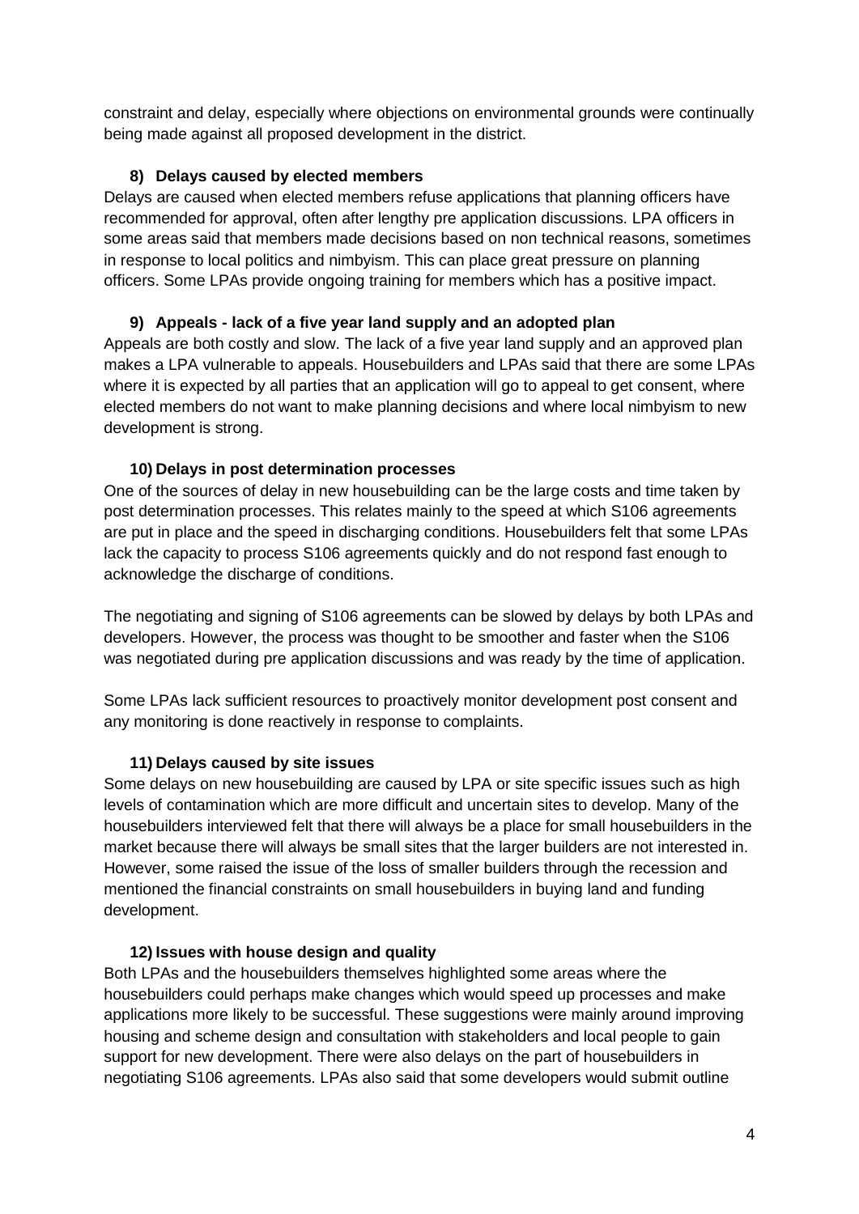constraint and delay, especially where objections on environmental grounds were continually being made against all proposed development in the district.

### 8) Delays caused by elected members

Delays are caused when elected members refuse applications that planning officers have recommended for approval, often after lengthy pre application discussions. LPA officers in some areas said that members made decisions based on non technical reasons, sometimes in response to local politics and nimbyism. This can place great pressure on planning officers. Some LPAs provide ongoing training for members which has a positive impact.

### 9) Appeals - lack of a five year land supply and an adopted plan

Appeals are both costly and slow. The lack of a five year land supply and an approved plan makes a LPA vulnerable to appeals. Housebuilders and LPAs said that there are some LPAs where it is expected by all parties that an application will go to appeal to get consent, where elected members do not want to make planning decisions and where local nimbyism to new development is strong.

### 10) Delays in post determination processes

One of the sources of delay in new housebuilding can be the large costs and time taken by post determination processes. This relates mainly to the speed at which S106 agreements are put in place and the speed in discharging conditions. Housebuilders felt that some LPAs lack the capacity to process S106 agreements quickly and do not respond fast enough to acknowledge the discharge of conditions.

The negotiating and signing of S106 agreements can be slowed by delays by both LPAs and developers. However, the process was thought to be smoother and faster when the S106 was negotiated during pre application discussions and was ready by the time of application.

Some LPAs lack sufficient resources to proactively monitor development post consent and any monitoring is done reactively in response to complaints.

### 11) Delays caused by site issues

Some delays on new housebuilding are caused by LPA or site specific issues such as high levels of contamination which are more difficult and uncertain sites to develop. Many of the housebuilders interviewed felt that there will always be a place for small housebuilders in the market because there will always be small sites that the larger builders are not interested in. However, some raised the issue of the loss of smaller builders through the recession and mentioned the financial constraints on small housebuilders in buying land and funding development.

### 12) Issues with house design and quality

Both LPAs and the housebuilders themselves highlighted some areas where the housebuilders could perhaps make changes which would speed up processes and make applications more likely to be successful. These suggestions were mainly around improving housing and scheme design and consultation with stakeholders and local people to gain support for new development. There were also delays on the part of housebuilders in negotiating S106 agreements. LPAs also said that some developers would submit outline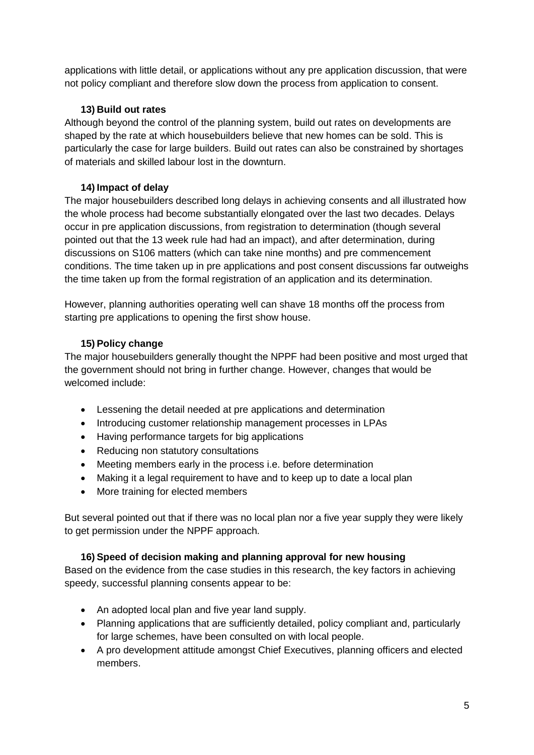applications with little detail, or applications without any pre application discussion, that were not policy compliant and therefore slow down the process from application to consent.

### 13) Build out rates

Although beyond the control of the planning system, build out rates on developments are shaped by the rate at which housebuilders believe that new homes can be sold. This is particularly the case for large builders. Build out rates can also be constrained by shortages of materials and skilled labour lost in the downturn.

### 14) Impact of delay

The major housebuilders described long delays in achieving consents and all illustrated how the whole process had become substantially elongated over the last two decades. Delays occur in pre application discussions, from registration to determination (though several pointed out that the 13 week rule had had an impact), and after determination, during discussions on S106 matters (which can take nine months) and pre commencement conditions. The time taken up in pre applications and post consent discussions far outweighs the time taken up from the formal registration of an application and its determination.

However, planning authorities operating well can shave 18 months off the process from starting pre applications to opening the first show house.

### 15) Policy change

The major housebuilders generally thought the NPPF had been positive and most urged that the government should not bring in further change. However, changes that would be welcomed include:

- Lessening the detail needed at pre applications and determination
- Introducing customer relationship management processes in LPAs
- Having performance targets for big applications
- Reducing non statutory consultations
- Meeting members early in the process i.e. before determination
- Making it a legal requirement to have and to keep up to date a local plan
- More training for elected members

But several pointed out that if there was no local plan nor a five year supply they were likely to get permission under the NPPF approach.

### 16) Speed of decision making and planning approval for new housing

Based on the evidence from the case studies in this research, the key factors in achieving speedy, successful planning consents appear to be:

- An adopted local plan and five year land supply.
- Planning applications that are sufficiently detailed, policy compliant and, particularly for large schemes, have been consulted on with local people.
- A pro development attitude amongst Chief Executives, planning officers and elected members.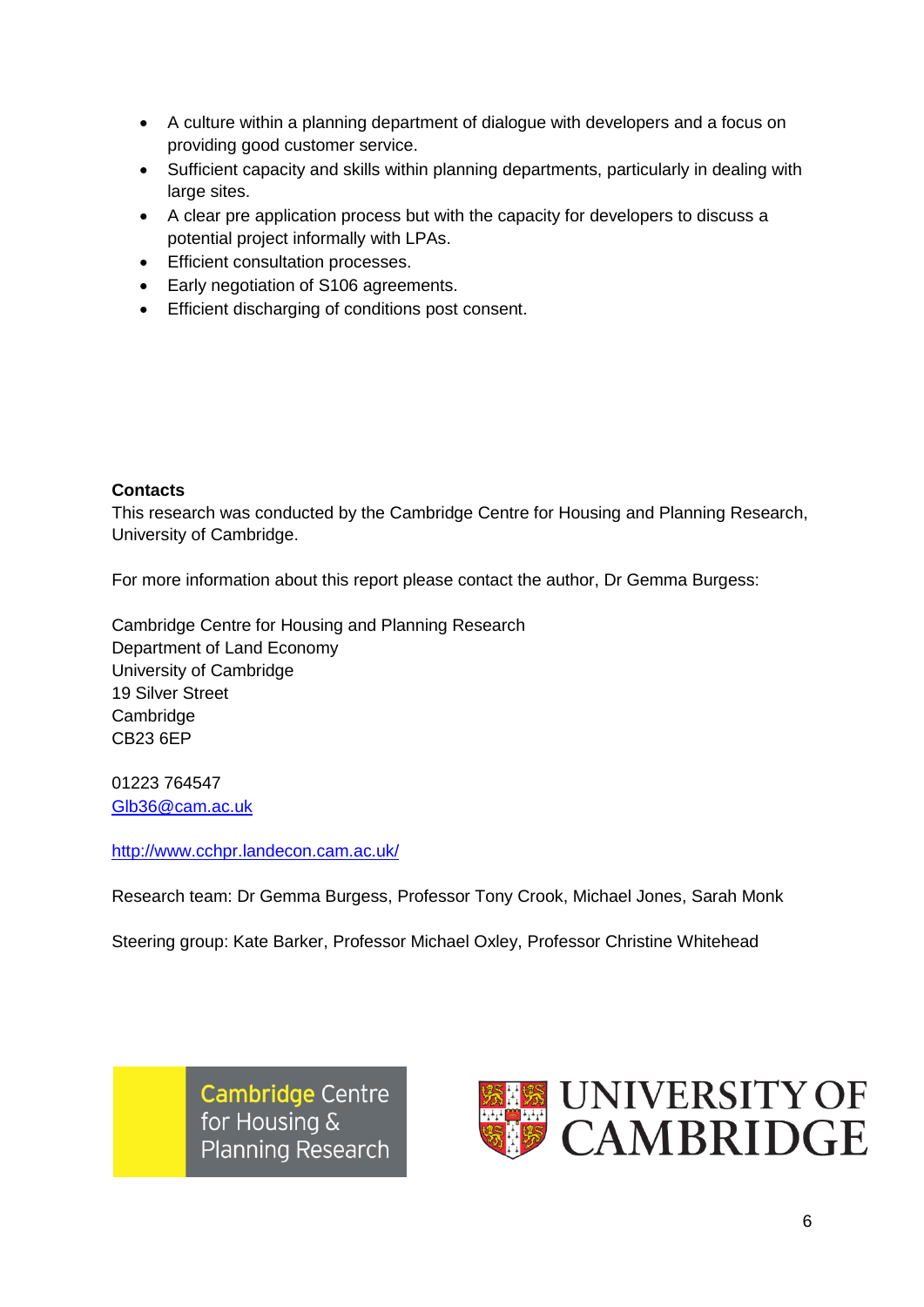- A culture within a planning department of dialogue with developers and a focus on providing good customer service.
- Sufficient capacity and skills within planning departments, particularly in dealing with large sites.
- A clear pre application process but with the capacity for developers to discuss a potential project informally with LPAs.
- Efficient consultation processes.
- Early negotiation of S106 agreements.
- Efficient discharging of conditions post consent.

**Contacts**

This research was conducted by the Cambridge Centre for Housing and Planning Research, University of Cambridge.

For more information about this report please contact the author, Dr Gemma Burgess:

Cambridge Centre for Housing and Planning Research
Department of Land Economy
University of Cambridge
19 Silver Street
Cambridge
CB23 6EP

01223 764547
Glb36@cam.ac.uk

http://www.cchpr.landecon.cam.ac.uk/

Research team: Dr Gemma Burgess, Professor Tony Crook, Michael Jones, Sarah Monk

Steering group: Kate Barker, Professor Michael Oxley, Professor Christine Whitehead

Cambridge Centre for Housing & Planning Research

UNIVERSITY OF CAMBRIDGE